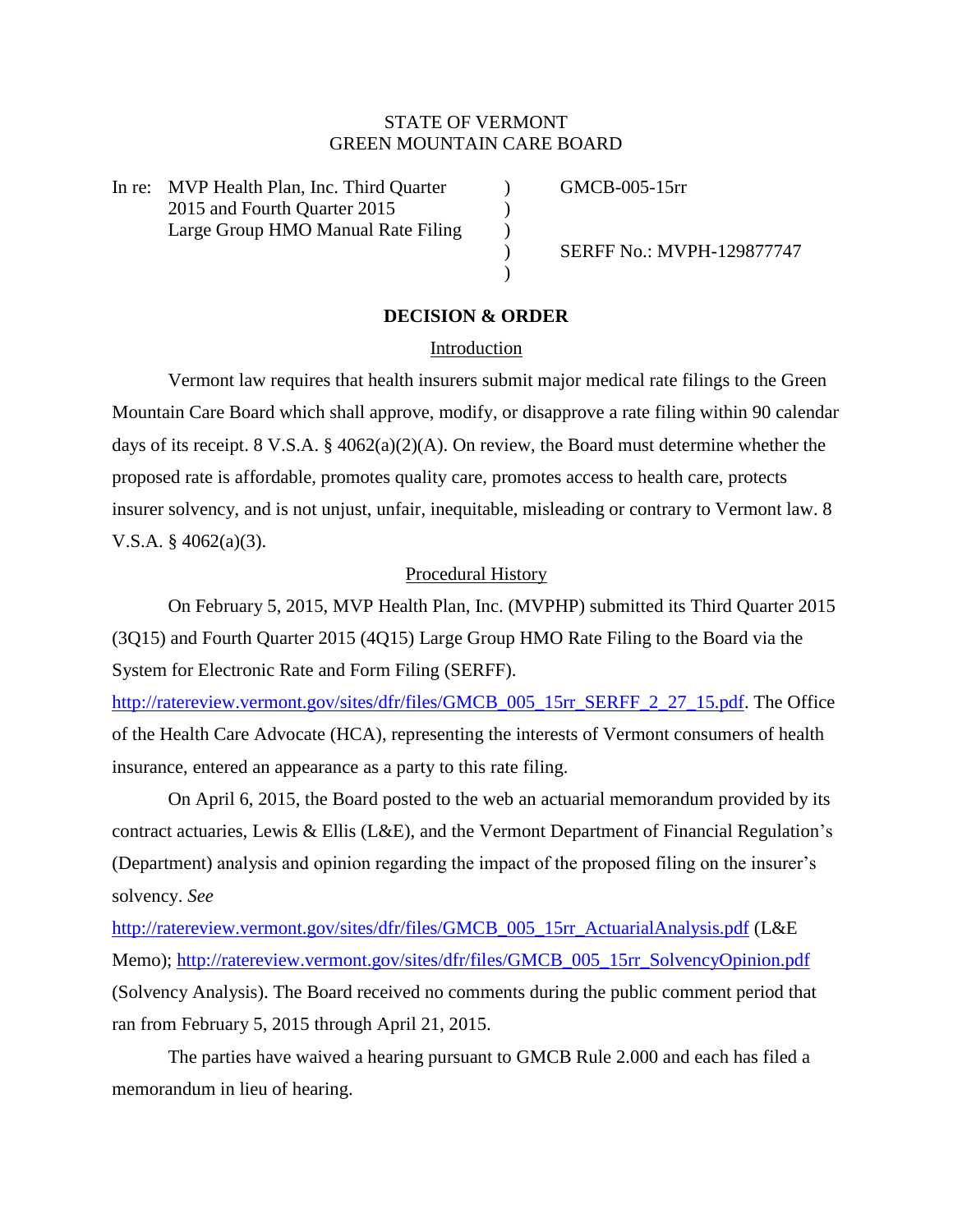STATE OF VERMONT
GREEN MOUNTAIN CARE BOARD

| In re: MVP Health Plan, Inc. Third Quarter 2015 and Fourth Quarter 2015 Large Group HMO Manual Rate Filing | ) ) ) ) ) | GMCB-005-15rr<br><br>SERFF No.: MVPH-129877747 |
|---|---|---|

**DECISION & ORDER**

Introduction

Vermont law requires that health insurers submit major medical rate filings to the Green Mountain Care Board which shall approve, modify, or disapprove a rate filing within 90 calendar days of its receipt. 8 V.S.A. § 4062(a)(2)(A). On review, the Board must determine whether the proposed rate is affordable, promotes quality care, promotes access to health care, protects insurer solvency, and is not unjust, unfair, inequitable, misleading or contrary to Vermont law. 8 V.S.A. § 4062(a)(3).

Procedural History

On February 5, 2015, MVP Health Plan, Inc. (MVPHP) submitted its Third Quarter 2015 (3Q15) and Fourth Quarter 2015 (4Q15) Large Group HMO Rate Filing to the Board via the System for Electronic Rate and Form Filing (SERFF). http://ratereview.vermont.gov/sites/dfr/files/GMCB_005_15rr_SERFF_2_27_15.pdf. The Office of the Health Care Advocate (HCA), representing the interests of Vermont consumers of health insurance, entered an appearance as a party to this rate filing.

On April 6, 2015, the Board posted to the web an actuarial memorandum provided by its contract actuaries, Lewis & Ellis (L&E), and the Vermont Department of Financial Regulation's (Department) analysis and opinion regarding the impact of the proposed filing on the insurer's solvency. *See* http://ratereview.vermont.gov/sites/dfr/files/GMCB_005_15rr_ActuarialAnalysis.pdf (L&E Memo); http://ratereview.vermont.gov/sites/dfr/files/GMCB_005_15rr_SolvencyOpinion.pdf (Solvency Analysis). The Board received no comments during the public comment period that ran from February 5, 2015 through April 21, 2015.

The parties have waived a hearing pursuant to GMCB Rule 2.000 and each has filed a memorandum in lieu of hearing.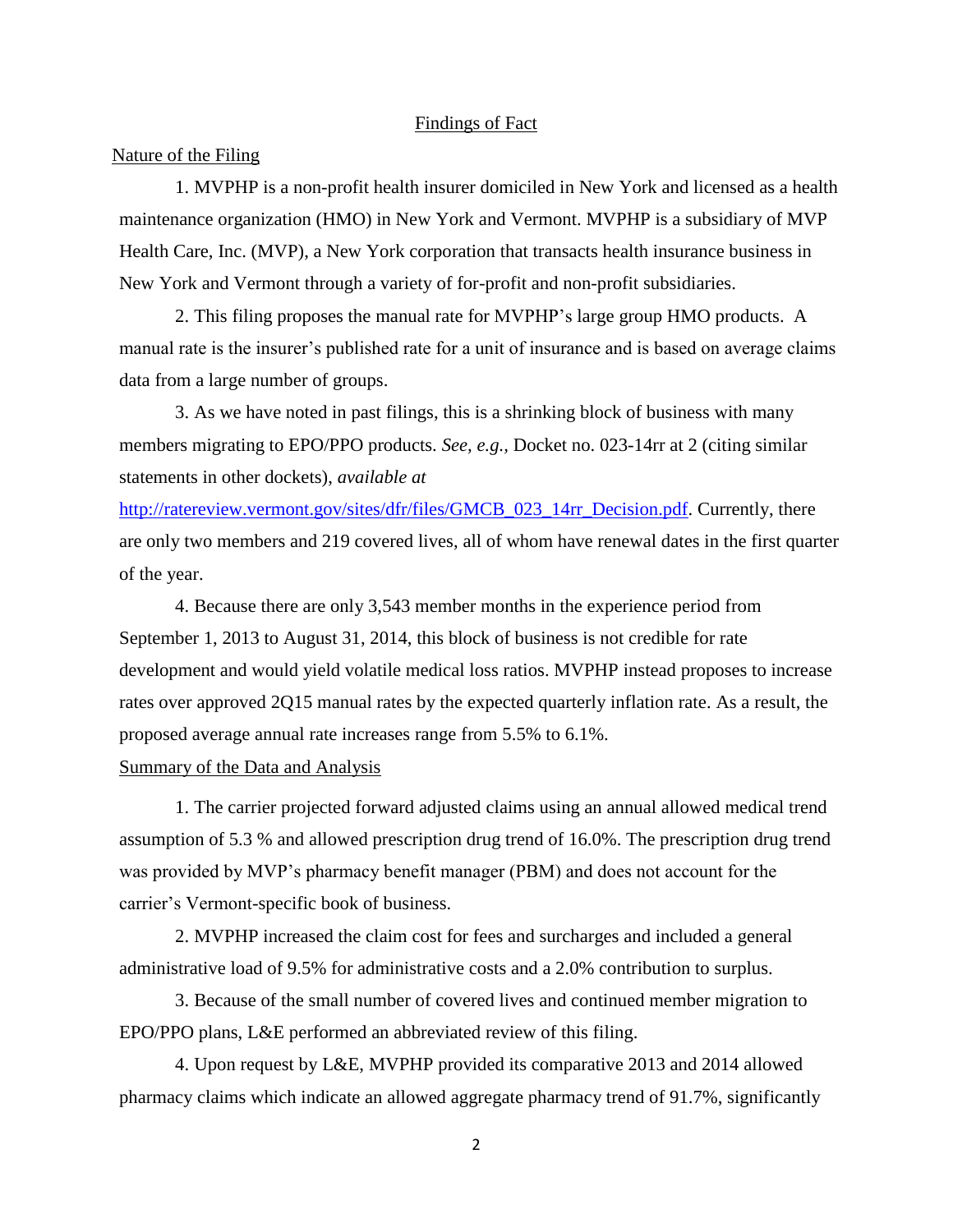## Findings of Fact

### Nature of the Filing

1. MVPHP is a non-profit health insurer domiciled in New York and licensed as a health maintenance organization (HMO) in New York and Vermont. MVPHP is a subsidiary of MVP Health Care, Inc. (MVP), a New York corporation that transacts health insurance business in New York and Vermont through a variety of for-profit and non-profit subsidiaries.

2. This filing proposes the manual rate for MVPHP's large group HMO products. A manual rate is the insurer's published rate for a unit of insurance and is based on average claims data from a large number of groups.

3. As we have noted in past filings, this is a shrinking block of business with many members migrating to EPO/PPO products. *See, e.g.*, Docket no. 023-14rr at 2 (citing similar statements in other dockets), *available at* http://ratereview.vermont.gov/sites/dfr/files/GMCB_023_14rr_Decision.pdf. Currently, there are only two members and 219 covered lives, all of whom have renewal dates in the first quarter of the year.

4. Because there are only 3,543 member months in the experience period from September 1, 2013 to August 31, 2014, this block of business is not credible for rate development and would yield volatile medical loss ratios. MVPHP instead proposes to increase rates over approved 2Q15 manual rates by the expected quarterly inflation rate. As a result, the proposed average annual rate increases range from 5.5% to 6.1%.

### Summary of the Data and Analysis

1. The carrier projected forward adjusted claims using an annual allowed medical trend assumption of 5.3 % and allowed prescription drug trend of 16.0%. The prescription drug trend was provided by MVP's pharmacy benefit manager (PBM) and does not account for the carrier's Vermont-specific book of business.

2. MVPHP increased the claim cost for fees and surcharges and included a general administrative load of 9.5% for administrative costs and a 2.0% contribution to surplus.

3. Because of the small number of covered lives and continued member migration to EPO/PPO plans, L&E performed an abbreviated review of this filing.

4. Upon request by L&E, MVPHP provided its comparative 2013 and 2014 allowed pharmacy claims which indicate an allowed aggregate pharmacy trend of 91.7%, significantly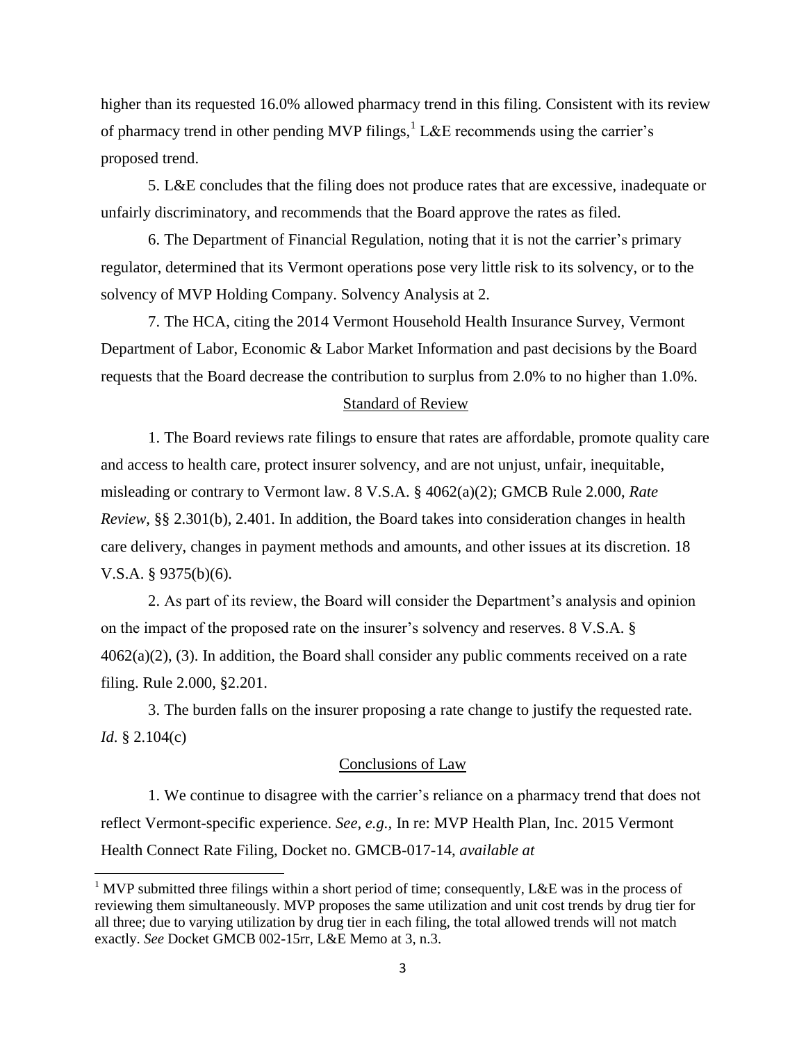higher than its requested 16.0% allowed pharmacy trend in this filing. Consistent with its review of pharmacy trend in other pending MVP filings,[1] L&E recommends using the carrier's proposed trend.

5. L&E concludes that the filing does not produce rates that are excessive, inadequate or unfairly discriminatory, and recommends that the Board approve the rates as filed.

6. The Department of Financial Regulation, noting that it is not the carrier's primary regulator, determined that its Vermont operations pose very little risk to its solvency, or to the solvency of MVP Holding Company. Solvency Analysis at 2.

7. The HCA, citing the 2014 Vermont Household Health Insurance Survey, Vermont Department of Labor, Economic & Labor Market Information and past decisions by the Board requests that the Board decrease the contribution to surplus from 2.0% to no higher than 1.0%.

## Standard of Review

1. The Board reviews rate filings to ensure that rates are affordable, promote quality care and access to health care, protect insurer solvency, and are not unjust, unfair, inequitable, misleading or contrary to Vermont law. 8 V.S.A. § 4062(a)(2); GMCB Rule 2.000, *Rate Review*, §§ 2.301(b), 2.401. In addition, the Board takes into consideration changes in health care delivery, changes in payment methods and amounts, and other issues at its discretion. 18 V.S.A. § 9375(b)(6).

2. As part of its review, the Board will consider the Department's analysis and opinion on the impact of the proposed rate on the insurer's solvency and reserves. 8 V.S.A. § 4062(a)(2), (3). In addition, the Board shall consider any public comments received on a rate filing. Rule 2.000, §2.201.

3. The burden falls on the insurer proposing a rate change to justify the requested rate. *Id*. § 2.104(c)

## Conclusions of Law

1. We continue to disagree with the carrier's reliance on a pharmacy trend that does not reflect Vermont-specific experience. *See, e.g.*, In re: MVP Health Plan, Inc. 2015 Vermont Health Connect Rate Filing, Docket no. GMCB-017-14, *available at*

---

[1] MVP submitted three filings within a short period of time; consequently, L&E was in the process of reviewing them simultaneously. MVP proposes the same utilization and unit cost trends by drug tier for all three; due to varying utilization by drug tier in each filing, the total allowed trends will not match exactly. *See* Docket GMCB 002-15rr, L&E Memo at 3, n.3.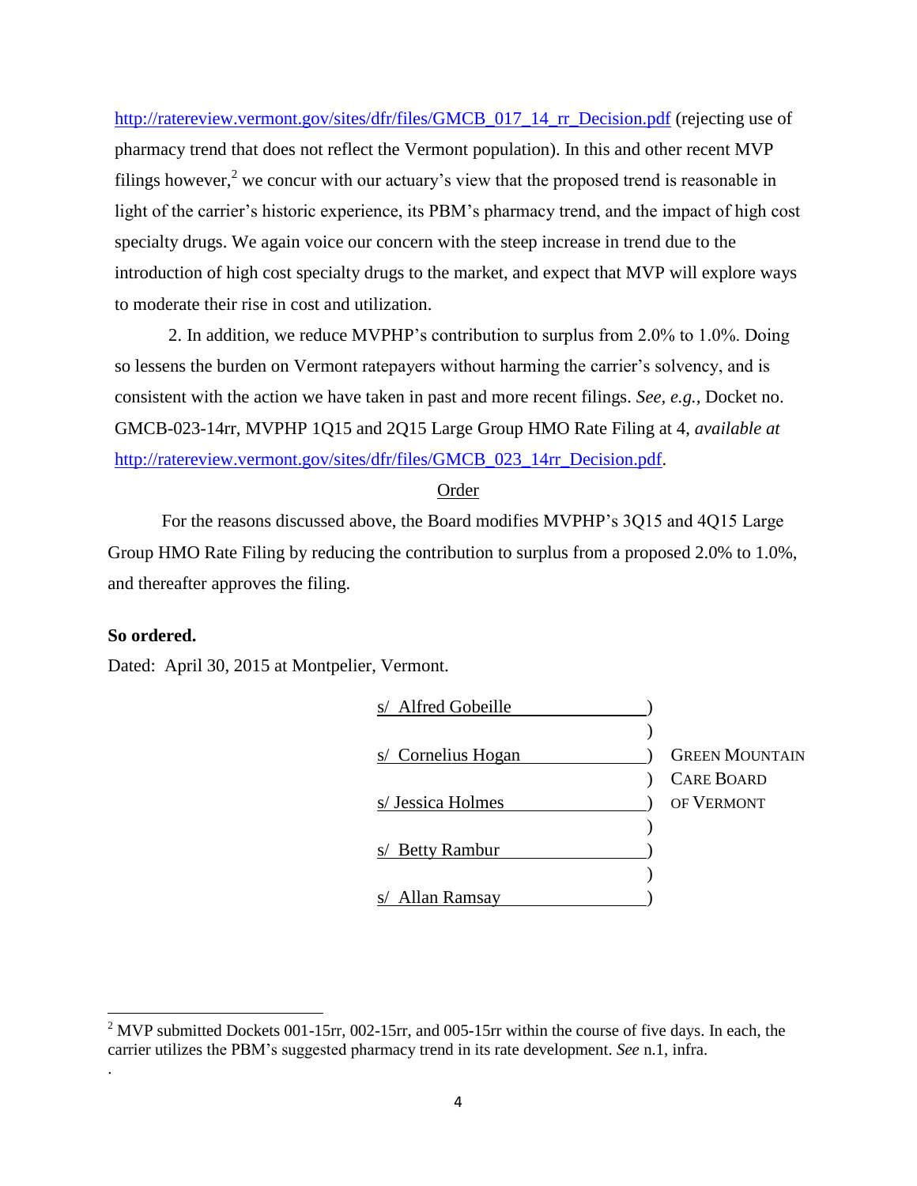http://ratereview.vermont.gov/sites/dfr/files/GMCB_017_14_rr_Decision.pdf (rejecting use of pharmacy trend that does not reflect the Vermont population). In this and other recent MVP filings however,[2] we concur with our actuary's view that the proposed trend is reasonable in light of the carrier's historic experience, its PBM's pharmacy trend, and the impact of high cost specialty drugs. We again voice our concern with the steep increase in trend due to the introduction of high cost specialty drugs to the market, and expect that MVP will explore ways to moderate their rise in cost and utilization.

2. In addition, we reduce MVPHP's contribution to surplus from 2.0% to 1.0%. Doing so lessens the burden on Vermont ratepayers without harming the carrier's solvency, and is consistent with the action we have taken in past and more recent filings. *See, e.g.*, Docket no. GMCB-023-14rr, MVPHP 1Q15 and 2Q15 Large Group HMO Rate Filing at 4, *available at* http://ratereview.vermont.gov/sites/dfr/files/GMCB_023_14rr_Decision.pdf.

## Order

For the reasons discussed above, the Board modifies MVPHP's 3Q15 and 4Q15 Large Group HMO Rate Filing by reducing the contribution to surplus from a proposed 2.0% to 1.0%, and thereafter approves the filing.

**So ordered.**

Dated: April 30, 2015 at Montpelier, Vermont.

s/ Alfred Gobeille )
)
s/ Cornelius Hogan ) GREEN MOUNTAIN
) CARE BOARD
s/ Jessica Holmes ) OF VERMONT
)
s/ Betty Rambur )
)
s/ Allan Ramsay )

[2] MVP submitted Dockets 001-15rr, 002-15rr, and 005-15rr within the course of five days. In each, the carrier utilizes the PBM's suggested pharmacy trend in its rate development. *See* n.1, infra.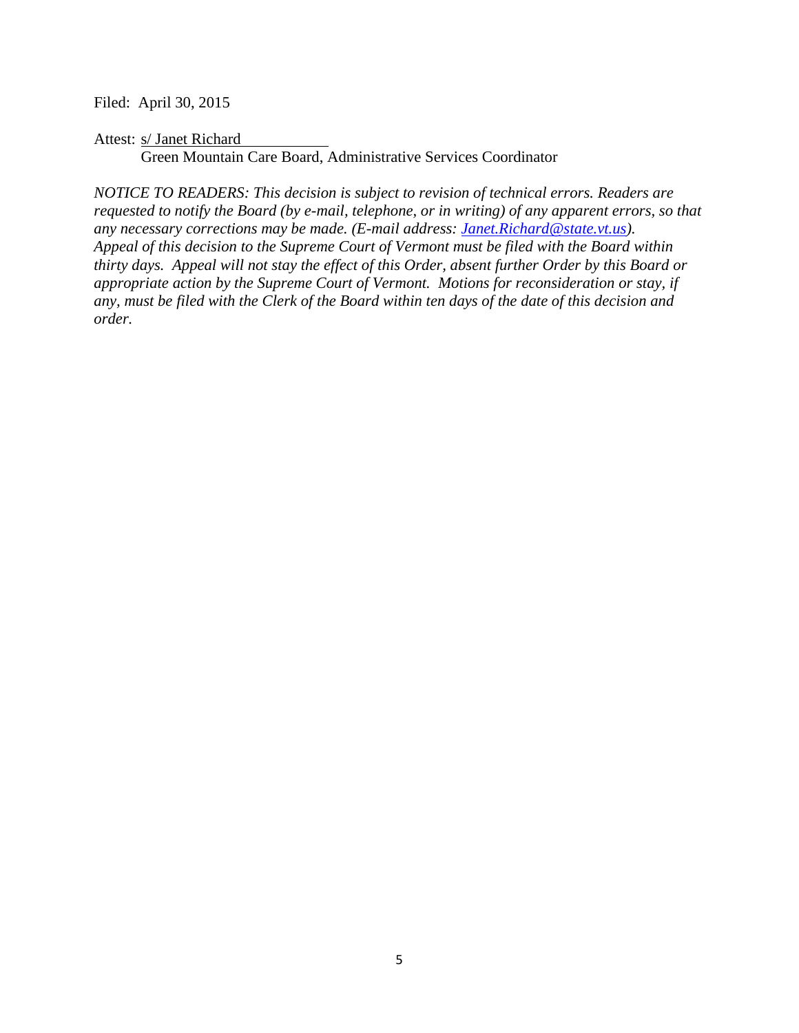Filed: April 30, 2015

Attest: s/ Janet Richard
Green Mountain Care Board, Administrative Services Coordinator

*NOTICE TO READERS: This decision is subject to revision of technical errors. Readers are requested to notify the Board (by e-mail, telephone, or in writing) of any apparent errors, so that any necessary corrections may be made. (E-mail address: Janet.Richard@state.vt.us). Appeal of this decision to the Supreme Court of Vermont must be filed with the Board within thirty days. Appeal will not stay the effect of this Order, absent further Order by this Board or appropriate action by the Supreme Court of Vermont. Motions for reconsideration or stay, if any, must be filed with the Clerk of the Board within ten days of the date of this decision and order.*